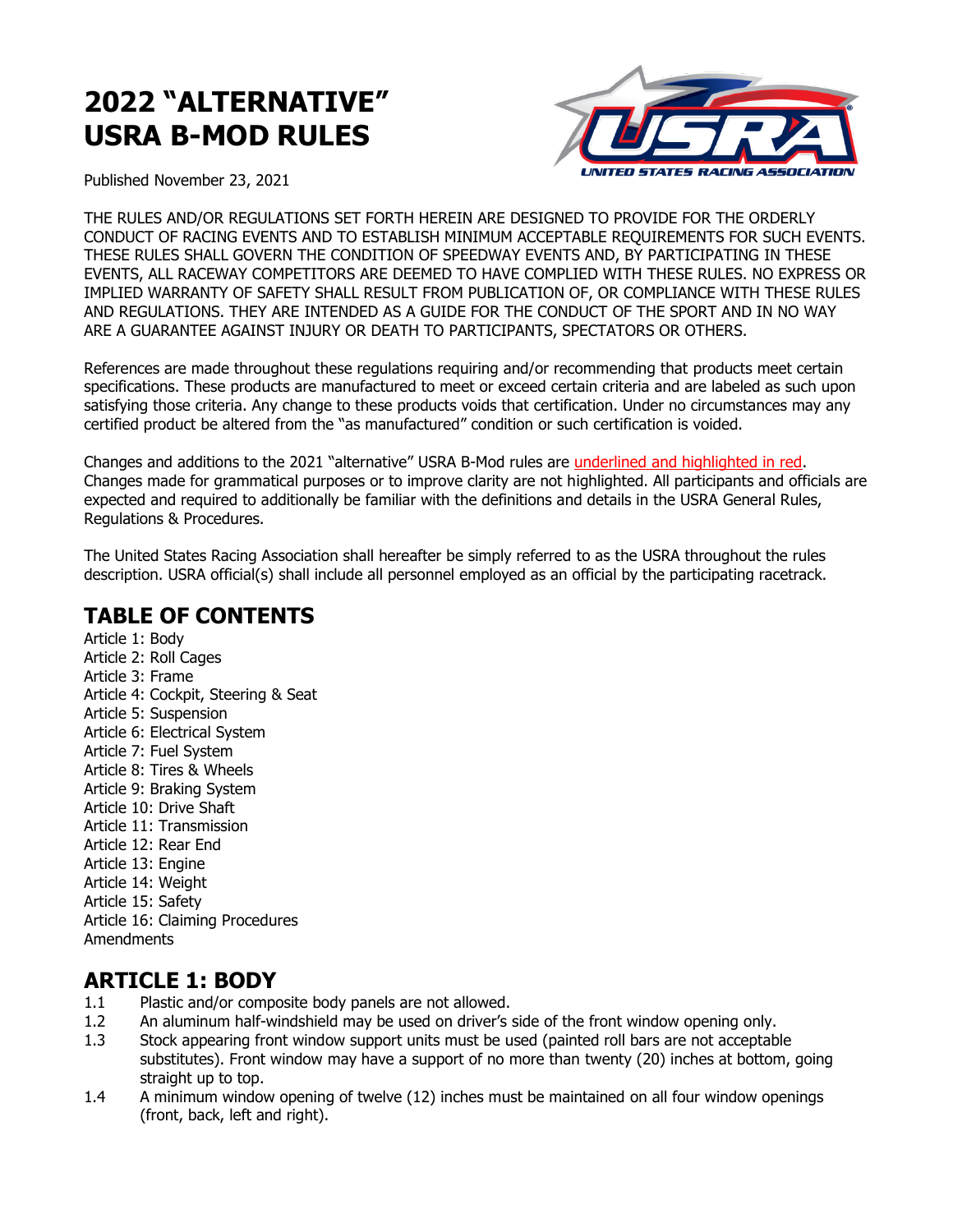# 2022 "ALTERNATIVE" USRA B-MOD RULES

Published November 23, 2021

THE RULES AND/OR REGULATIONS SET FORTH HEREIN ARE DESIGNED TO PROVIDE FOR THE ORDERLY CONDUCT OF RACING EVENTS AND TO ESTABLISH MINIMUM ACCEPTABLE REQUIREMENTS FOR SUCH EVENTS. THESE RULES SHALL GOVERN THE CONDITION OF SPEEDWAY EVENTS AND, BY PARTICIPATING IN THESE EVENTS, ALL RACEWAY COMPETITORS ARE DEEMED TO HAVE COMPLIED WITH THESE RULES. NO EXPRESS OR IMPLIED WARRANTY OF SAFETY SHALL RESULT FROM PUBLICATION OF, OR COMPLIANCE WITH THESE RULES AND REGULATIONS. THEY ARE INTENDED AS A GUIDE FOR THE CONDUCT OF THE SPORT AND IN NO WAY ARE A GUARANTEE AGAINST INJURY OR DEATH TO PARTICIPANTS, SPECTATORS OR OTHERS.

References are made throughout these regulations requiring and/or recommending that products meet certain specifications. These products are manufactured to meet or exceed certain criteria and are labeled as such upon satisfying those criteria. Any change to these products voids that certification. Under no circumstances may any certified product be altered from the "as manufactured" condition or such certification is voided.

Changes and additions to the 2021 "alternative" USRA B-Mod rules are underlined and highlighted in red. Changes made for grammatical purposes or to improve clarity are not highlighted. All participants and officials are expected and required to additionally be familiar with the definitions and details in the USRA General Rules, Regulations & Procedures.

The United States Racing Association shall hereafter be simply referred to as the USRA throughout the rules description. USRA official(s) shall include all personnel employed as an official by the participating racetrack.

## TABLE OF CONTENTS

Article 1: Body
Article 2: Roll Cages
Article 3: Frame
Article 4: Cockpit, Steering & Seat
Article 5: Suspension
Article 6: Electrical System
Article 7: Fuel System
Article 8: Tires & Wheels
Article 9: Braking System
Article 10: Drive Shaft
Article 11: Transmission
Article 12: Rear End
Article 13: Engine
Article 14: Weight
Article 15: Safety
Article 16: Claiming Procedures
Amendments

## ARTICLE 1: BODY

1.1 Plastic and/or composite body panels are not allowed.
1.2 An aluminum half-windshield may be used on driver's side of the front window opening only.
1.3 Stock appearing front window support units must be used (painted roll bars are not acceptable substitutes). Front window may have a support of no more than twenty (20) inches at bottom, going straight up to top.
1.4 A minimum window opening of twelve (12) inches must be maintained on all four window openings (front, back, left and right).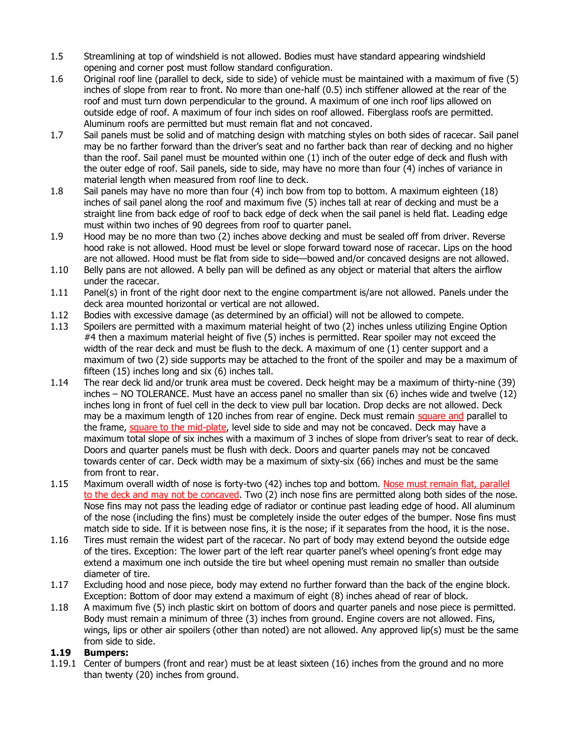1.5 Streamlining at top of windshield is not allowed. Bodies must have standard appearing windshield opening and corner post must follow standard configuration.

1.6 Original roof line (parallel to deck, side to side) of vehicle must be maintained with a maximum of five (5) inches of slope from rear to front. No more than one-half (0.5) inch stiffener allowed at the rear of the roof and must turn down perpendicular to the ground. A maximum of one inch roof lips allowed on outside edge of roof. A maximum of four inch sides on roof allowed. Fiberglass roofs are permitted. Aluminum roofs are permitted but must remain flat and not concaved.

1.7 Sail panels must be solid and of matching design with matching styles on both sides of racecar. Sail panel may be no farther forward than the driver's seat and no farther back than rear of decking and no higher than the roof. Sail panel must be mounted within one (1) inch of the outer edge of deck and flush with the outer edge of roof. Sail panels, side to side, may have no more than four (4) inches of variance in material length when measured from roof line to deck.

1.8 Sail panels may have no more than four (4) inch bow from top to bottom. A maximum eighteen (18) inches of sail panel along the roof and maximum five (5) inches tall at rear of decking and must be a straight line from back edge of roof to back edge of deck when the sail panel is held flat. Leading edge must within two inches of 90 degrees from roof to quarter panel.

1.9 Hood may be no more than two (2) inches above decking and must be sealed off from driver. Reverse hood rake is not allowed. Hood must be level or slope forward toward nose of racecar. Lips on the hood are not allowed. Hood must be flat from side to side—bowed and/or concaved designs are not allowed.

1.10 Belly pans are not allowed. A belly pan will be defined as any object or material that alters the airflow under the racecar.

1.11 Panel(s) in front of the right door next to the engine compartment is/are not allowed. Panels under the deck area mounted horizontal or vertical are not allowed.

1.12 Bodies with excessive damage (as determined by an official) will not be allowed to compete.

1.13 Spoilers are permitted with a maximum material height of two (2) inches unless utilizing Engine Option #4 then a maximum material height of five (5) inches is permitted. Rear spoiler may not exceed the width of the rear deck and must be flush to the deck. A maximum of one (1) center support and a maximum of two (2) side supports may be attached to the front of the spoiler and may be a maximum of fifteen (15) inches long and six (6) inches tall.

1.14 The rear deck lid and/or trunk area must be covered. Deck height may be a maximum of thirty-nine (39) inches – NO TOLERANCE. Must have an access panel no smaller than six (6) inches wide and twelve (12) inches long in front of fuel cell in the deck to view pull bar location. Drop decks are not allowed. Deck may be a maximum length of 120 inches from rear of engine. Deck must remain square and parallel to the frame, square to the mid-plate, level side to side and may not be concaved. Deck may have a maximum total slope of six inches with a maximum of 3 inches of slope from driver's seat to rear of deck. Doors and quarter panels must be flush with deck. Doors and quarter panels may not be concaved towards center of car. Deck width may be a maximum of sixty-six (66) inches and must be the same from front to rear.

1.15 Maximum overall width of nose is forty-two (42) inches top and bottom. Nose must remain flat, parallel to the deck and may not be concaved. Two (2) inch nose fins are permitted along both sides of the nose. Nose fins may not pass the leading edge of radiator or continue past leading edge of hood. All aluminum of the nose (including the fins) must be completely inside the outer edges of the bumper. Nose fins must match side to side. If it is between nose fins, it is the nose; if it separates from the hood, it is the nose.

1.16 Tires must remain the widest part of the racecar. No part of body may extend beyond the outside edge of the tires. Exception: The lower part of the left rear quarter panel's wheel opening's front edge may extend a maximum one inch outside the tire but wheel opening must remain no smaller than outside diameter of tire.

1.17 Excluding hood and nose piece, body may extend no further forward than the back of the engine block. Exception: Bottom of door may extend a maximum of eight (8) inches ahead of rear of block.

1.18 A maximum five (5) inch plastic skirt on bottom of doors and quarter panels and nose piece is permitted. Body must remain a minimum of three (3) inches from ground. Engine covers are not allowed. Fins, wings, lips or other air spoilers (other than noted) are not allowed. Any approved lip(s) must be the same from side to side.

**1.19 Bumpers:**

1.19.1 Center of bumpers (front and rear) must be at least sixteen (16) inches from the ground and no more than twenty (20) inches from ground.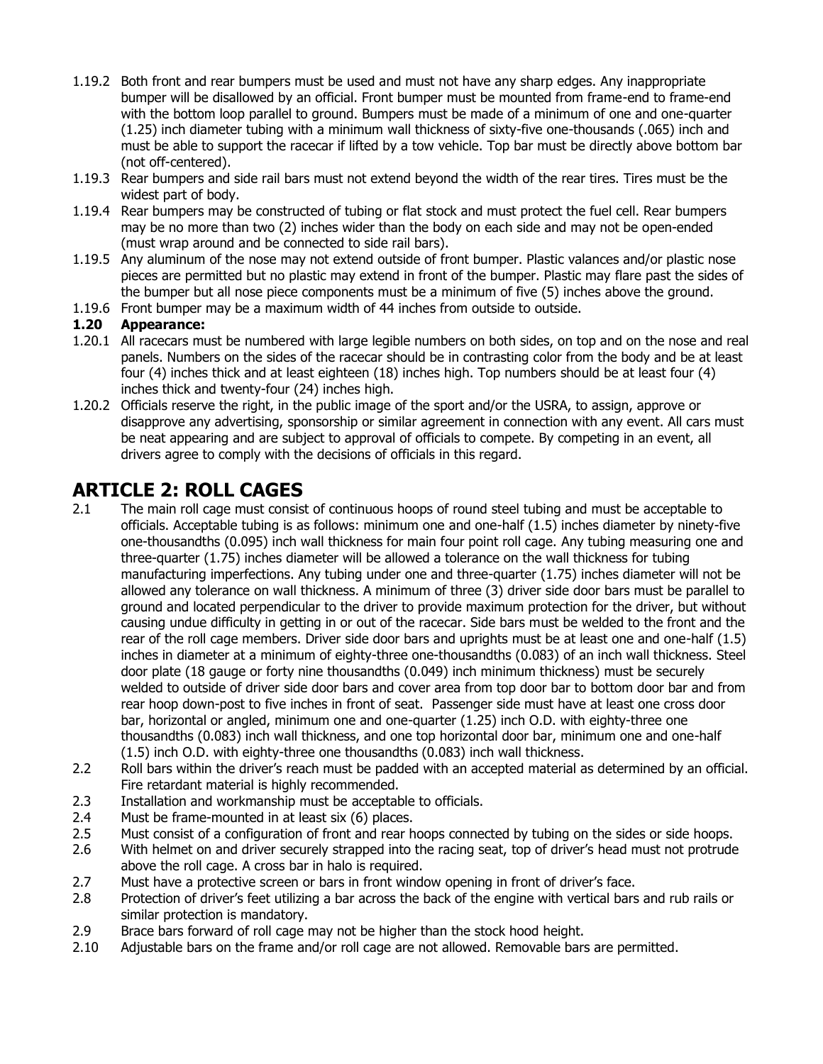1.19.2 Both front and rear bumpers must be used and must not have any sharp edges. Any inappropriate bumper will be disallowed by an official. Front bumper must be mounted from frame-end to frame-end with the bottom loop parallel to ground. Bumpers must be made of a minimum of one and one-quarter (1.25) inch diameter tubing with a minimum wall thickness of sixty-five one-thousands (.065) inch and must be able to support the racecar if lifted by a tow vehicle. Top bar must be directly above bottom bar (not off-centered).

1.19.3 Rear bumpers and side rail bars must not extend beyond the width of the rear tires. Tires must be the widest part of body.

1.19.4 Rear bumpers may be constructed of tubing or flat stock and must protect the fuel cell. Rear bumpers may be no more than two (2) inches wider than the body on each side and may not be open-ended (must wrap around and be connected to side rail bars).

1.19.5 Any aluminum of the nose may not extend outside of front bumper. Plastic valances and/or plastic nose pieces are permitted but no plastic may extend in front of the bumper. Plastic may flare past the sides of the bumper but all nose piece components must be a minimum of five (5) inches above the ground.

1.19.6 Front bumper may be a maximum width of 44 inches from outside to outside.

**1.20 Appearance:**

1.20.1 All racecars must be numbered with large legible numbers on both sides, on top and on the nose and real panels. Numbers on the sides of the racecar should be in contrasting color from the body and be at least four (4) inches thick and at least eighteen (18) inches high. Top numbers should be at least four (4) inches thick and twenty-four (24) inches high.

1.20.2 Officials reserve the right, in the public image of the sport and/or the USRA, to assign, approve or disapprove any advertising, sponsorship or similar agreement in connection with any event. All cars must be neat appearing and are subject to approval of officials to compete. By competing in an event, all drivers agree to comply with the decisions of officials in this regard.

# ARTICLE 2: ROLL CAGES

2.1 The main roll cage must consist of continuous hoops of round steel tubing and must be acceptable to officials. Acceptable tubing is as follows: minimum one and one-half (1.5) inches diameter by ninety-five one-thousandths (0.095) inch wall thickness for main four point roll cage. Any tubing measuring one and three-quarter (1.75) inches diameter will be allowed a tolerance on the wall thickness for tubing manufacturing imperfections. Any tubing under one and three-quarter (1.75) inches diameter will not be allowed any tolerance on wall thickness. A minimum of three (3) driver side door bars must be parallel to ground and located perpendicular to the driver to provide maximum protection for the driver, but without causing undue difficulty in getting in or out of the racecar. Side bars must be welded to the front and the rear of the roll cage members. Driver side door bars and uprights must be at least one and one-half (1.5) inches in diameter at a minimum of eighty-three one-thousandths (0.083) of an inch wall thickness. Steel door plate (18 gauge or forty nine thousandths (0.049) inch minimum thickness) must be securely welded to outside of driver side door bars and cover area from top door bar to bottom door bar and from rear hoop down-post to five inches in front of seat. Passenger side must have at least one cross door bar, horizontal or angled, minimum one and one-quarter (1.25) inch O.D. with eighty-three one thousandths (0.083) inch wall thickness, and one top horizontal door bar, minimum one and one-half (1.5) inch O.D. with eighty-three one thousandths (0.083) inch wall thickness.

2.2 Roll bars within the driver's reach must be padded with an accepted material as determined by an official. Fire retardant material is highly recommended.

2.3 Installation and workmanship must be acceptable to officials.

2.4 Must be frame-mounted in at least six (6) places.

2.5 Must consist of a configuration of front and rear hoops connected by tubing on the sides or side hoops.

2.6 With helmet on and driver securely strapped into the racing seat, top of driver's head must not protrude above the roll cage. A cross bar in halo is required.

2.7 Must have a protective screen or bars in front window opening in front of driver's face.

2.8 Protection of driver's feet utilizing a bar across the back of the engine with vertical bars and rub rails or similar protection is mandatory.

2.9 Brace bars forward of roll cage may not be higher than the stock hood height.

2.10 Adjustable bars on the frame and/or roll cage are not allowed. Removable bars are permitted.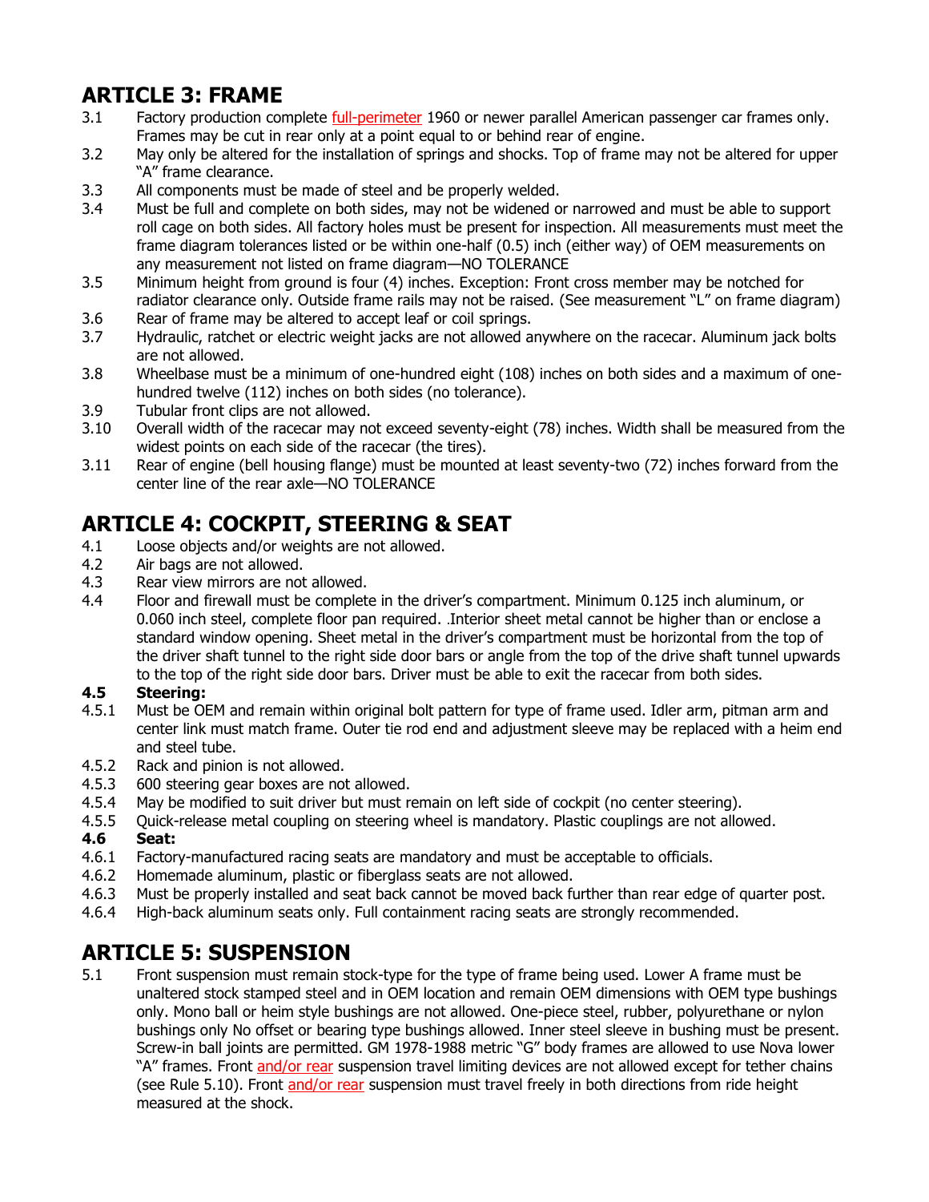## ARTICLE 3: FRAME

3.1 Factory production complete full-perimeter 1960 or newer parallel American passenger car frames only. Frames may be cut in rear only at a point equal to or behind rear of engine.

3.2 May only be altered for the installation of springs and shocks. Top of frame may not be altered for upper "A" frame clearance.

3.3 All components must be made of steel and be properly welded.

3.4 Must be full and complete on both sides, may not be widened or narrowed and must be able to support roll cage on both sides. All factory holes must be present for inspection. All measurements must meet the frame diagram tolerances listed or be within one-half (0.5) inch (either way) of OEM measurements on any measurement not listed on frame diagram—NO TOLERANCE

3.5 Minimum height from ground is four (4) inches. Exception: Front cross member may be notched for radiator clearance only. Outside frame rails may not be raised. (See measurement "L" on frame diagram)

3.6 Rear of frame may be altered to accept leaf or coil springs.

3.7 Hydraulic, ratchet or electric weight jacks are not allowed anywhere on the racecar. Aluminum jack bolts are not allowed.

3.8 Wheelbase must be a minimum of one-hundred eight (108) inches on both sides and a maximum of one-hundred twelve (112) inches on both sides (no tolerance).

3.9 Tubular front clips are not allowed.

3.10 Overall width of the racecar may not exceed seventy-eight (78) inches. Width shall be measured from the widest points on each side of the racecar (the tires).

3.11 Rear of engine (bell housing flange) must be mounted at least seventy-two (72) inches forward from the center line of the rear axle—NO TOLERANCE

## ARTICLE 4: COCKPIT, STEERING & SEAT

4.1 Loose objects and/or weights are not allowed.

4.2 Air bags are not allowed.

4.3 Rear view mirrors are not allowed.

4.4 Floor and firewall must be complete in the driver's compartment. Minimum 0.125 inch aluminum, or 0.060 inch steel, complete floor pan required. .Interior sheet metal cannot be higher than or enclose a standard window opening. Sheet metal in the driver's compartment must be horizontal from the top of the driver shaft tunnel to the right side door bars or angle from the top of the drive shaft tunnel upwards to the top of the right side door bars. Driver must be able to exit the racecar from both sides.

**4.5 Steering:**

4.5.1 Must be OEM and remain within original bolt pattern for type of frame used. Idler arm, pitman arm and center link must match frame. Outer tie rod end and adjustment sleeve may be replaced with a heim end and steel tube.

4.5.2 Rack and pinion is not allowed.

4.5.3 600 steering gear boxes are not allowed.

4.5.4 May be modified to suit driver but must remain on left side of cockpit (no center steering).

4.5.5 Quick-release metal coupling on steering wheel is mandatory. Plastic couplings are not allowed.

**4.6 Seat:**

4.6.1 Factory-manufactured racing seats are mandatory and must be acceptable to officials.

4.6.2 Homemade aluminum, plastic or fiberglass seats are not allowed.

4.6.3 Must be properly installed and seat back cannot be moved back further than rear edge of quarter post.

4.6.4 High-back aluminum seats only. Full containment racing seats are strongly recommended.

## ARTICLE 5: SUSPENSION

5.1 Front suspension must remain stock-type for the type of frame being used. Lower A frame must be unaltered stock stamped steel and in OEM location and remain OEM dimensions with OEM type bushings only. Mono ball or heim style bushings are not allowed. One-piece steel, rubber, polyurethane or nylon bushings only No offset or bearing type bushings allowed. Inner steel sleeve in bushing must be present. Screw-in ball joints are permitted. GM 1978-1988 metric "G" body frames are allowed to use Nova lower "A" frames. Front and/or rear suspension travel limiting devices are not allowed except for tether chains (see Rule 5.10). Front and/or rear suspension must travel freely in both directions from ride height measured at the shock.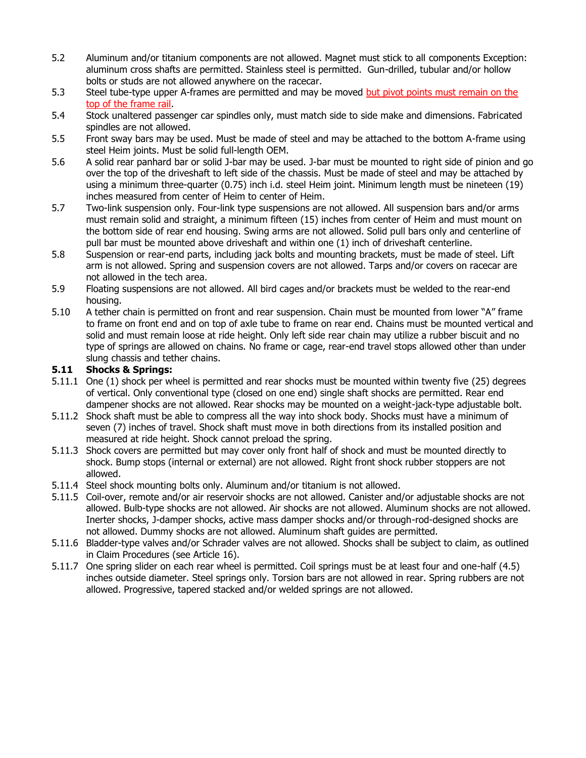5.2 Aluminum and/or titanium components are not allowed. Magnet must stick to all components Exception: aluminum cross shafts are permitted. Stainless steel is permitted. Gun-drilled, tubular and/or hollow bolts or studs are not allowed anywhere on the racecar.

5.3 Steel tube-type upper A-frames are permitted and may be moved but pivot points must remain on the top of the frame rail.

5.4 Stock unaltered passenger car spindles only, must match side to side make and dimensions. Fabricated spindles are not allowed.

5.5 Front sway bars may be used. Must be made of steel and may be attached to the bottom A-frame using steel Heim joints. Must be solid full-length OEM.

5.6 A solid rear panhard bar or solid J-bar may be used. J-bar must be mounted to right side of pinion and go over the top of the driveshaft to left side of the chassis. Must be made of steel and may be attached by using a minimum three-quarter (0.75) inch i.d. steel Heim joint. Minimum length must be nineteen (19) inches measured from center of Heim to center of Heim.

5.7 Two-link suspension only. Four-link type suspensions are not allowed. All suspension bars and/or arms must remain solid and straight, a minimum fifteen (15) inches from center of Heim and must mount on the bottom side of rear end housing. Swing arms are not allowed. Solid pull bars only and centerline of pull bar must be mounted above driveshaft and within one (1) inch of driveshaft centerline.

5.8 Suspension or rear-end parts, including jack bolts and mounting brackets, must be made of steel. Lift arm is not allowed. Spring and suspension covers are not allowed. Tarps and/or covers on racecar are not allowed in the tech area.

5.9 Floating suspensions are not allowed. All bird cages and/or brackets must be welded to the rear-end housing.

5.10 A tether chain is permitted on front and rear suspension. Chain must be mounted from lower "A" frame to frame on front end and on top of axle tube to frame on rear end. Chains must be mounted vertical and solid and must remain loose at ride height. Only left side rear chain may utilize a rubber biscuit and no type of springs are allowed on chains. No frame or cage, rear-end travel stops allowed other than under slung chassis and tether chains.

### 5.11 Shocks & Springs:

5.11.1 One (1) shock per wheel is permitted and rear shocks must be mounted within twenty five (25) degrees of vertical. Only conventional type (closed on one end) single shaft shocks are permitted. Rear end dampener shocks are not allowed. Rear shocks may be mounted on a weight-jack-type adjustable bolt.

5.11.2 Shock shaft must be able to compress all the way into shock body. Shocks must have a minimum of seven (7) inches of travel. Shock shaft must move in both directions from its installed position and measured at ride height. Shock cannot preload the spring.

5.11.3 Shock covers are permitted but may cover only front half of shock and must be mounted directly to shock. Bump stops (internal or external) are not allowed. Right front shock rubber stoppers are not allowed.

5.11.4 Steel shock mounting bolts only. Aluminum and/or titanium is not allowed.

5.11.5 Coil-over, remote and/or air reservoir shocks are not allowed. Canister and/or adjustable shocks are not allowed. Bulb-type shocks are not allowed. Air shocks are not allowed. Aluminum shocks are not allowed. Inerter shocks, J-damper shocks, active mass damper shocks and/or through-rod-designed shocks are not allowed. Dummy shocks are not allowed. Aluminum shaft guides are permitted.

5.11.6 Bladder-type valves and/or Schrader valves are not allowed. Shocks shall be subject to claim, as outlined in Claim Procedures (see Article 16).

5.11.7 One spring slider on each rear wheel is permitted. Coil springs must be at least four and one-half (4.5) inches outside diameter. Steel springs only. Torsion bars are not allowed in rear. Spring rubbers are not allowed. Progressive, tapered stacked and/or welded springs are not allowed.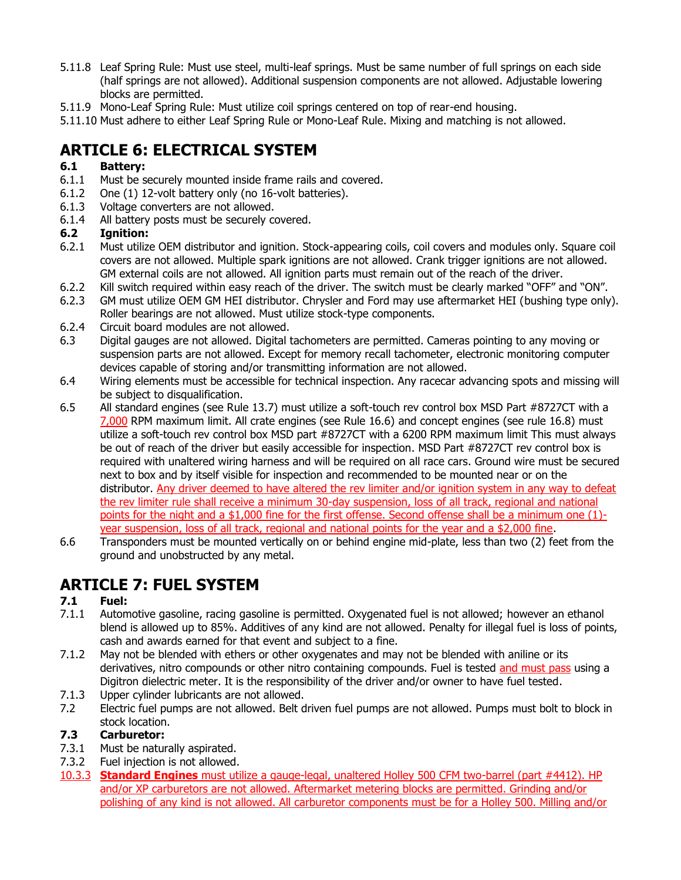5.11.8 Leaf Spring Rule: Must use steel, multi-leaf springs. Must be same number of full springs on each side (half springs are not allowed). Additional suspension components are not allowed. Adjustable lowering blocks are permitted.

5.11.9 Mono-Leaf Spring Rule: Must utilize coil springs centered on top of rear-end housing.

5.11.10 Must adhere to either Leaf Spring Rule or Mono-Leaf Rule. Mixing and matching is not allowed.

# ARTICLE 6: ELECTRICAL SYSTEM

**6.1 Battery:**

6.1.1 Must be securely mounted inside frame rails and covered.

6.1.2 One (1) 12-volt battery only (no 16-volt batteries).

6.1.3 Voltage converters are not allowed.

6.1.4 All battery posts must be securely covered.

**6.2 Ignition:**

6.2.1 Must utilize OEM distributor and ignition. Stock-appearing coils, coil covers and modules only. Square coil covers are not allowed. Multiple spark ignitions are not allowed. Crank trigger ignitions are not allowed. GM external coils are not allowed. All ignition parts must remain out of the reach of the driver.

6.2.2 Kill switch required within easy reach of the driver. The switch must be clearly marked "OFF" and "ON".

6.2.3 GM must utilize OEM GM HEI distributor. Chrysler and Ford may use aftermarket HEI (bushing type only). Roller bearings are not allowed. Must utilize stock-type components.

6.2.4 Circuit board modules are not allowed.

6.3 Digital gauges are not allowed. Digital tachometers are permitted. Cameras pointing to any moving or suspension parts are not allowed. Except for memory recall tachometer, electronic monitoring computer devices capable of storing and/or transmitting information are not allowed.

6.4 Wiring elements must be accessible for technical inspection. Any racecar advancing spots and missing will be subject to disqualification.

6.5 All standard engines (see Rule 13.7) must utilize a soft-touch rev control box MSD Part #8727CT with a 7,000 RPM maximum limit. All crate engines (see Rule 16.6) and concept engines (see rule 16.8) must utilize a soft-touch rev control box MSD part #8727CT with a 6200 RPM maximum limit This must always be out of reach of the driver but easily accessible for inspection. MSD Part #8727CT rev control box is required with unaltered wiring harness and will be required on all race cars. Ground wire must be secured next to box and by itself visible for inspection and recommended to be mounted near or on the distributor. Any driver deemed to have altered the rev limiter and/or ignition system in any way to defeat the rev limiter rule shall receive a minimum 30-day suspension, loss of all track, regional and national points for the night and a $1,000 fine for the first offense. Second offense shall be a minimum one (1)-year suspension, loss of all track, regional and national points for the year and a $2,000 fine.

6.6 Transponders must be mounted vertically on or behind engine mid-plate, less than two (2) feet from the ground and unobstructed by any metal.

# ARTICLE 7: FUEL SYSTEM

**7.1 Fuel:**

7.1.1 Automotive gasoline, racing gasoline is permitted. Oxygenated fuel is not allowed; however an ethanol blend is allowed up to 85%. Additives of any kind are not allowed. Penalty for illegal fuel is loss of points, cash and awards earned for that event and subject to a fine.

7.1.2 May not be blended with ethers or other oxygenates and may not be blended with aniline or its derivatives, nitro compounds or other nitro containing compounds. Fuel is tested and must pass using a Digitron dielectric meter. It is the responsibility of the driver and/or owner to have fuel tested.

7.1.3 Upper cylinder lubricants are not allowed.

7.2 Electric fuel pumps are not allowed. Belt driven fuel pumps are not allowed. Pumps must bolt to block in stock location.

**7.3 Carburetor:**

7.3.1 Must be naturally aspirated.

7.3.2 Fuel injection is not allowed.

10.3.3 **Standard Engines** must utilize a gauge-legal, unaltered Holley 500 CFM two-barrel (part #4412). HP and/or XP carburetors are not allowed. Aftermarket metering blocks are permitted. Grinding and/or polishing of any kind is not allowed. All carburetor components must be for a Holley 500. Milling and/or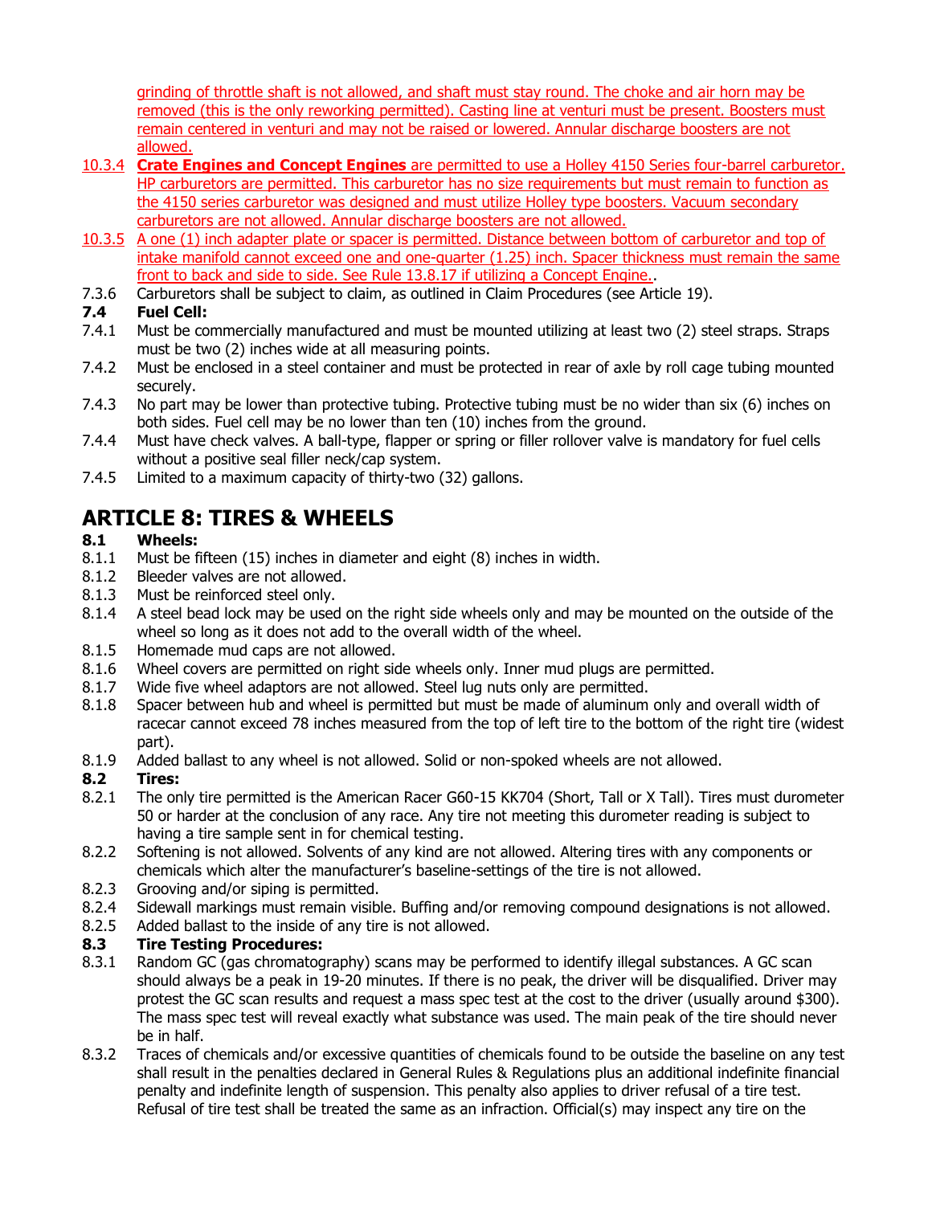grinding of throttle shaft is not allowed, and shaft must stay round. The choke and air horn may be removed (this is the only reworking permitted). Casting line at venturi must be present. Boosters must remain centered in venturi and may not be raised or lowered. Annular discharge boosters are not allowed.

10.3.4 **Crate Engines and Concept Engines** are permitted to use a Holley 4150 Series four-barrel carburetor. HP carburetors are permitted. This carburetor has no size requirements but must remain to function as the 4150 series carburetor was designed and must utilize Holley type boosters. Vacuum secondary carburetors are not allowed. Annular discharge boosters are not allowed.

10.3.5 A one (1) inch adapter plate or spacer is permitted. Distance between bottom of carburetor and top of intake manifold cannot exceed one and one-quarter (1.25) inch. Spacer thickness must remain the same front to back and side to side. See Rule 13.8.17 if utilizing a Concept Engine..

7.3.6 Carburetors shall be subject to claim, as outlined in Claim Procedures (see Article 19).

**7.4 Fuel Cell:**

7.4.1 Must be commercially manufactured and must be mounted utilizing at least two (2) steel straps. Straps must be two (2) inches wide at all measuring points.

7.4.2 Must be enclosed in a steel container and must be protected in rear of axle by roll cage tubing mounted securely.

7.4.3 No part may be lower than protective tubing. Protective tubing must be no wider than six (6) inches on both sides. Fuel cell may be no lower than ten (10) inches from the ground.

7.4.4 Must have check valves. A ball-type, flapper or spring or filler rollover valve is mandatory for fuel cells without a positive seal filler neck/cap system.

7.4.5 Limited to a maximum capacity of thirty-two (32) gallons.

# ARTICLE 8: TIRES & WHEELS

**8.1 Wheels:**

8.1.1 Must be fifteen (15) inches in diameter and eight (8) inches in width.

8.1.2 Bleeder valves are not allowed.

8.1.3 Must be reinforced steel only.

8.1.4 A steel bead lock may be used on the right side wheels only and may be mounted on the outside of the wheel so long as it does not add to the overall width of the wheel.

8.1.5 Homemade mud caps are not allowed.

8.1.6 Wheel covers are permitted on right side wheels only. Inner mud plugs are permitted.

8.1.7 Wide five wheel adaptors are not allowed. Steel lug nuts only are permitted.

8.1.8 Spacer between hub and wheel is permitted but must be made of aluminum only and overall width of racecar cannot exceed 78 inches measured from the top of left tire to the bottom of the right tire (widest part).

8.1.9 Added ballast to any wheel is not allowed. Solid or non-spoked wheels are not allowed.

**8.2 Tires:**

8.2.1 The only tire permitted is the American Racer G60-15 KK704 (Short, Tall or X Tall). Tires must durometer 50 or harder at the conclusion of any race. Any tire not meeting this durometer reading is subject to having a tire sample sent in for chemical testing.

8.2.2 Softening is not allowed. Solvents of any kind are not allowed. Altering tires with any components or chemicals which alter the manufacturer's baseline-settings of the tire is not allowed.

8.2.3 Grooving and/or siping is permitted.

8.2.4 Sidewall markings must remain visible. Buffing and/or removing compound designations is not allowed.

8.2.5 Added ballast to the inside of any tire is not allowed.

**8.3 Tire Testing Procedures:**

8.3.1 Random GC (gas chromatography) scans may be performed to identify illegal substances. A GC scan should always be a peak in 19-20 minutes. If there is no peak, the driver will be disqualified. Driver may protest the GC scan results and request a mass spec test at the cost to the driver (usually around $300). The mass spec test will reveal exactly what substance was used. The main peak of the tire should never be in half.

8.3.2 Traces of chemicals and/or excessive quantities of chemicals found to be outside the baseline on any test shall result in the penalties declared in General Rules & Regulations plus an additional indefinite financial penalty and indefinite length of suspension. This penalty also applies to driver refusal of a tire test. Refusal of tire test shall be treated the same as an infraction. Official(s) may inspect any tire on the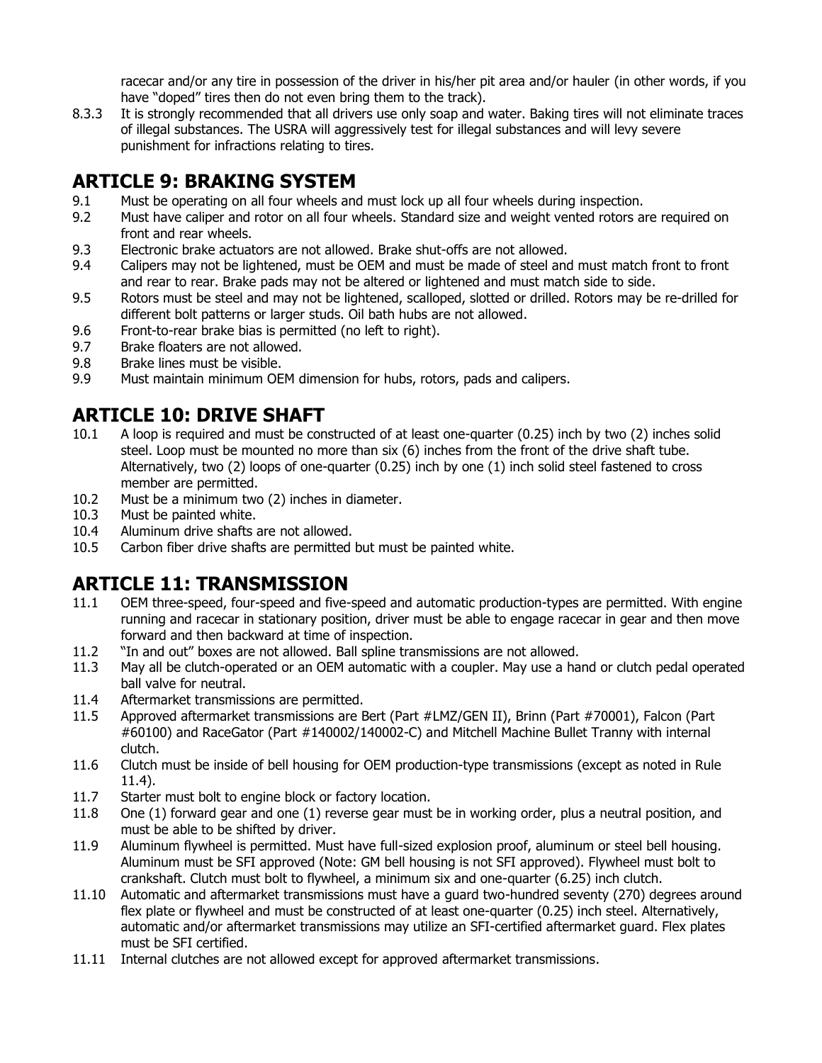racecar and/or any tire in possession of the driver in his/her pit area and/or hauler (in other words, if you have "doped" tires then do not even bring them to the track).

8.3.3 It is strongly recommended that all drivers use only soap and water. Baking tires will not eliminate traces of illegal substances. The USRA will aggressively test for illegal substances and will levy severe punishment for infractions relating to tires.

## ARTICLE 9: BRAKING SYSTEM

9.1 Must be operating on all four wheels and must lock up all four wheels during inspection.

9.2 Must have caliper and rotor on all four wheels. Standard size and weight vented rotors are required on front and rear wheels.

9.3 Electronic brake actuators are not allowed. Brake shut-offs are not allowed.

9.4 Calipers may not be lightened, must be OEM and must be made of steel and must match front to front and rear to rear. Brake pads may not be altered or lightened and must match side to side.

9.5 Rotors must be steel and may not be lightened, scalloped, slotted or drilled. Rotors may be re-drilled for different bolt patterns or larger studs. Oil bath hubs are not allowed.

9.6 Front-to-rear brake bias is permitted (no left to right).

9.7 Brake floaters are not allowed.

9.8 Brake lines must be visible.

9.9 Must maintain minimum OEM dimension for hubs, rotors, pads and calipers.

## ARTICLE 10: DRIVE SHAFT

10.1 A loop is required and must be constructed of at least one-quarter (0.25) inch by two (2) inches solid steel. Loop must be mounted no more than six (6) inches from the front of the drive shaft tube. Alternatively, two (2) loops of one-quarter (0.25) inch by one (1) inch solid steel fastened to cross member are permitted.

10.2 Must be a minimum two (2) inches in diameter.

10.3 Must be painted white.

10.4 Aluminum drive shafts are not allowed.

10.5 Carbon fiber drive shafts are permitted but must be painted white.

## ARTICLE 11: TRANSMISSION

11.1 OEM three-speed, four-speed and five-speed and automatic production-types are permitted. With engine running and racecar in stationary position, driver must be able to engage racecar in gear and then move forward and then backward at time of inspection.

11.2 "In and out" boxes are not allowed. Ball spline transmissions are not allowed.

11.3 May all be clutch-operated or an OEM automatic with a coupler. May use a hand or clutch pedal operated ball valve for neutral.

11.4 Aftermarket transmissions are permitted.

11.5 Approved aftermarket transmissions are Bert (Part #LMZ/GEN II), Brinn (Part #70001), Falcon (Part #60100) and RaceGator (Part #140002/140002-C) and Mitchell Machine Bullet Tranny with internal clutch.

11.6 Clutch must be inside of bell housing for OEM production-type transmissions (except as noted in Rule 11.4).

11.7 Starter must bolt to engine block or factory location.

11.8 One (1) forward gear and one (1) reverse gear must be in working order, plus a neutral position, and must be able to be shifted by driver.

11.9 Aluminum flywheel is permitted. Must have full-sized explosion proof, aluminum or steel bell housing. Aluminum must be SFI approved (Note: GM bell housing is not SFI approved). Flywheel must bolt to crankshaft. Clutch must bolt to flywheel, a minimum six and one-quarter (6.25) inch clutch.

11.10 Automatic and aftermarket transmissions must have a guard two-hundred seventy (270) degrees around flex plate or flywheel and must be constructed of at least one-quarter (0.25) inch steel. Alternatively, automatic and/or aftermarket transmissions may utilize an SFI-certified aftermarket guard. Flex plates must be SFI certified.

11.11 Internal clutches are not allowed except for approved aftermarket transmissions.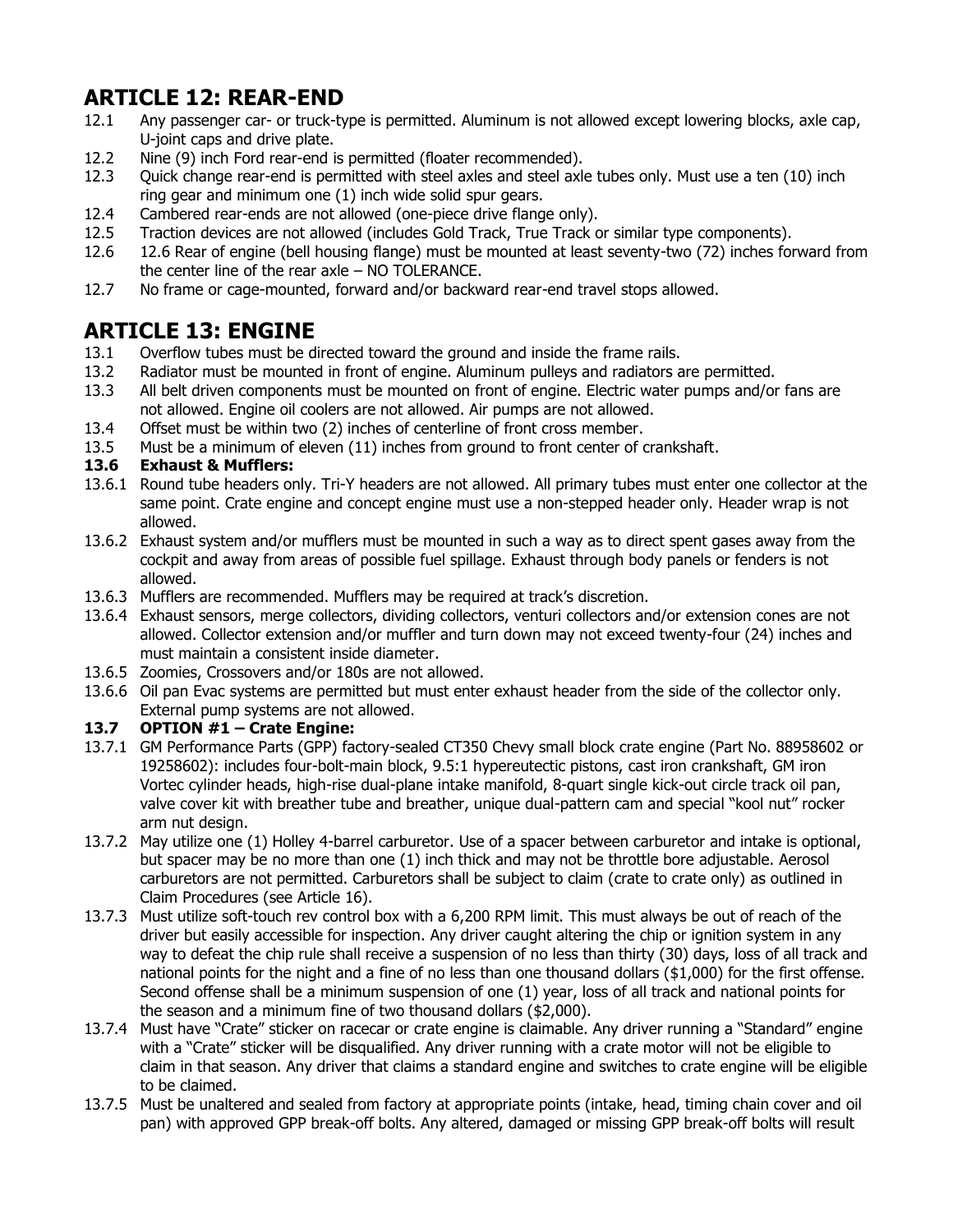## ARTICLE 12: REAR-END

12.1 Any passenger car- or truck-type is permitted. Aluminum is not allowed except lowering blocks, axle cap, U-joint caps and drive plate.

12.2 Nine (9) inch Ford rear-end is permitted (floater recommended).

12.3 Quick change rear-end is permitted with steel axles and steel axle tubes only. Must use a ten (10) inch ring gear and minimum one (1) inch wide solid spur gears.

12.4 Cambered rear-ends are not allowed (one-piece drive flange only).

12.5 Traction devices are not allowed (includes Gold Track, True Track or similar type components).

12.6 12.6 Rear of engine (bell housing flange) must be mounted at least seventy-two (72) inches forward from the center line of the rear axle – NO TOLERANCE.

12.7 No frame or cage-mounted, forward and/or backward rear-end travel stops allowed.

## ARTICLE 13: ENGINE

13.1 Overflow tubes must be directed toward the ground and inside the frame rails.

13.2 Radiator must be mounted in front of engine. Aluminum pulleys and radiators are permitted.

13.3 All belt driven components must be mounted on front of engine. Electric water pumps and/or fans are not allowed. Engine oil coolers are not allowed. Air pumps are not allowed.

13.4 Offset must be within two (2) inches of centerline of front cross member.

13.5 Must be a minimum of eleven (11) inches from ground to front center of crankshaft.

### 13.6 Exhaust & Mufflers:

13.6.1 Round tube headers only. Tri-Y headers are not allowed. All primary tubes must enter one collector at the same point. Crate engine and concept engine must use a non-stepped header only. Header wrap is not allowed.

13.6.2 Exhaust system and/or mufflers must be mounted in such a way as to direct spent gases away from the cockpit and away from areas of possible fuel spillage. Exhaust through body panels or fenders is not allowed.

13.6.3 Mufflers are recommended. Mufflers may be required at track's discretion.

13.6.4 Exhaust sensors, merge collectors, dividing collectors, venturi collectors and/or extension cones are not allowed. Collector extension and/or muffler and turn down may not exceed twenty-four (24) inches and must maintain a consistent inside diameter.

13.6.5 Zoomies, Crossovers and/or 180s are not allowed.

13.6.6 Oil pan Evac systems are permitted but must enter exhaust header from the side of the collector only. External pump systems are not allowed.

### 13.7 OPTION #1 – Crate Engine:

13.7.1 GM Performance Parts (GPP) factory-sealed CT350 Chevy small block crate engine (Part No. 88958602 or 19258602): includes four-bolt-main block, 9.5:1 hypereutectic pistons, cast iron crankshaft, GM iron Vortec cylinder heads, high-rise dual-plane intake manifold, 8-quart single kick-out circle track oil pan, valve cover kit with breather tube and breather, unique dual-pattern cam and special "kool nut" rocker arm nut design.

13.7.2 May utilize one (1) Holley 4-barrel carburetor. Use of a spacer between carburetor and intake is optional, but spacer may be no more than one (1) inch thick and may not be throttle bore adjustable. Aerosol carburetors are not permitted. Carburetors shall be subject to claim (crate to crate only) as outlined in Claim Procedures (see Article 16).

13.7.3 Must utilize soft-touch rev control box with a 6,200 RPM limit. This must always be out of reach of the driver but easily accessible for inspection. Any driver caught altering the chip or ignition system in any way to defeat the chip rule shall receive a suspension of no less than thirty (30) days, loss of all track and national points for the night and a fine of no less than one thousand dollars ($1,000) for the first offense. Second offense shall be a minimum suspension of one (1) year, loss of all track and national points for the season and a minimum fine of two thousand dollars ($2,000).

13.7.4 Must have "Crate" sticker on racecar or crate engine is claimable. Any driver running a "Standard" engine with a "Crate" sticker will be disqualified. Any driver running with a crate motor will not be eligible to claim in that season. Any driver that claims a standard engine and switches to crate engine will be eligible to be claimed.

13.7.5 Must be unaltered and sealed from factory at appropriate points (intake, head, timing chain cover and oil pan) with approved GPP break-off bolts. Any altered, damaged or missing GPP break-off bolts will result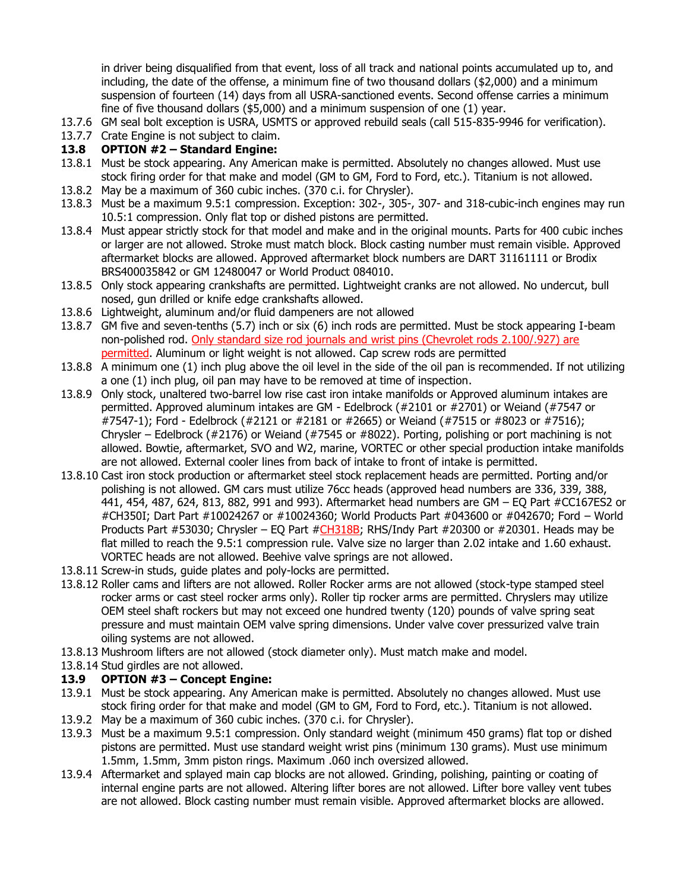in driver being disqualified from that event, loss of all track and national points accumulated up to, and including, the date of the offense, a minimum fine of two thousand dollars ($2,000) and a minimum suspension of fourteen (14) days from all USRA-sanctioned events. Second offense carries a minimum fine of five thousand dollars ($5,000) and a minimum suspension of one (1) year.

13.7.6 GM seal bolt exception is USRA, USMTS or approved rebuild seals (call 515-835-9946 for verification).

13.7.7 Crate Engine is not subject to claim.

**13.8 OPTION #2 – Standard Engine:**

13.8.1 Must be stock appearing. Any American make is permitted. Absolutely no changes allowed. Must use stock firing order for that make and model (GM to GM, Ford to Ford, etc.). Titanium is not allowed.

13.8.2 May be a maximum of 360 cubic inches. (370 c.i. for Chrysler).

13.8.3 Must be a maximum 9.5:1 compression. Exception: 302-, 305-, 307- and 318-cubic-inch engines may run 10.5:1 compression. Only flat top or dished pistons are permitted.

13.8.4 Must appear strictly stock for that model and make and in the original mounts. Parts for 400 cubic inches or larger are not allowed. Stroke must match block. Block casting number must remain visible. Approved aftermarket blocks are allowed. Approved aftermarket block numbers are DART 31161111 or Brodix BRS400035842 or GM 12480047 or World Product 084010.

13.8.5 Only stock appearing crankshafts are permitted. Lightweight cranks are not allowed. No undercut, bull nosed, gun drilled or knife edge crankshafts allowed.

13.8.6 Lightweight, aluminum and/or fluid dampeners are not allowed

13.8.7 GM five and seven-tenths (5.7) inch or six (6) inch rods are permitted. Must be stock appearing I-beam non-polished rod. Only standard size rod journals and wrist pins (Chevrolet rods 2.100/.927) are permitted. Aluminum or light weight is not allowed. Cap screw rods are permitted

13.8.8 A minimum one (1) inch plug above the oil level in the side of the oil pan is recommended. If not utilizing a one (1) inch plug, oil pan may have to be removed at time of inspection.

13.8.9 Only stock, unaltered two-barrel low rise cast iron intake manifolds or Approved aluminum intakes are permitted. Approved aluminum intakes are GM - Edelbrock (#2101 or #2701) or Weiand (#7547 or #7547-1); Ford - Edelbrock (#2121 or #2181 or #2665) or Weiand (#7515 or #8023 or #7516); Chrysler – Edelbrock (#2176) or Weiand (#7545 or #8022). Porting, polishing or port machining is not allowed. Bowtie, aftermarket, SVO and W2, marine, VORTEC or other special production intake manifolds are not allowed. External cooler lines from back of intake to front of intake is permitted.

13.8.10 Cast iron stock production or aftermarket steel stock replacement heads are permitted. Porting and/or polishing is not allowed. GM cars must utilize 76cc heads (approved head numbers are 336, 339, 388, 441, 454, 487, 624, 813, 882, 991 and 993). Aftermarket head numbers are GM – EQ Part #CC167ES2 or #CH350I; Dart Part #10024267 or #10024360; World Products Part #043600 or #042670; Ford – World Products Part #53030; Chrysler – EQ Part #CH318B; RHS/Indy Part #20300 or #20301. Heads may be flat milled to reach the 9.5:1 compression rule. Valve size no larger than 2.02 intake and 1.60 exhaust. VORTEC heads are not allowed. Beehive valve springs are not allowed.

13.8.11 Screw-in studs, guide plates and poly-locks are permitted.

13.8.12 Roller cams and lifters are not allowed. Roller Rocker arms are not allowed (stock-type stamped steel rocker arms or cast steel rocker arms only). Roller tip rocker arms are permitted. Chryslers may utilize OEM steel shaft rockers but may not exceed one hundred twenty (120) pounds of valve spring seat pressure and must maintain OEM valve spring dimensions. Under valve cover pressurized valve train oiling systems are not allowed.

13.8.13 Mushroom lifters are not allowed (stock diameter only). Must match make and model.

13.8.14 Stud girdles are not allowed.

**13.9 OPTION #3 – Concept Engine:**

13.9.1 Must be stock appearing. Any American make is permitted. Absolutely no changes allowed. Must use stock firing order for that make and model (GM to GM, Ford to Ford, etc.). Titanium is not allowed.

13.9.2 May be a maximum of 360 cubic inches. (370 c.i. for Chrysler).

13.9.3 Must be a maximum 9.5:1 compression. Only standard weight (minimum 450 grams) flat top or dished pistons are permitted. Must use standard weight wrist pins (minimum 130 grams). Must use minimum 1.5mm, 1.5mm, 3mm piston rings. Maximum .060 inch oversized allowed.

13.9.4 Aftermarket and splayed main cap blocks are not allowed. Grinding, polishing, painting or coating of internal engine parts are not allowed. Altering lifter bores are not allowed. Lifter bore valley vent tubes are not allowed. Block casting number must remain visible. Approved aftermarket blocks are allowed.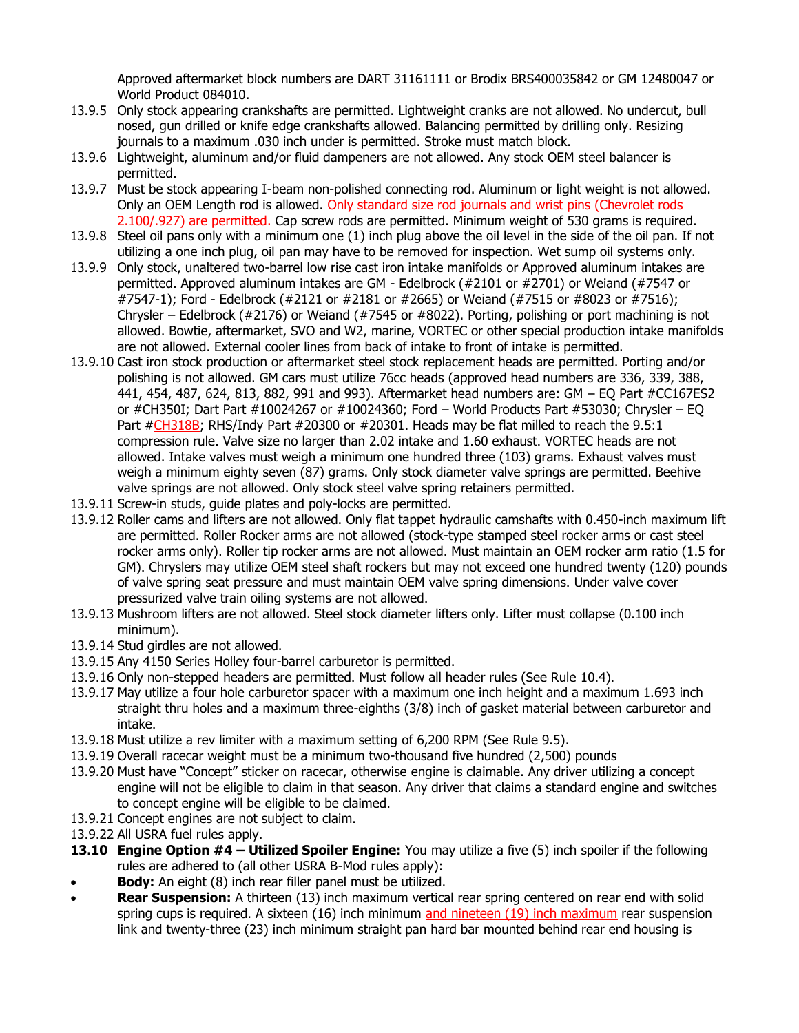Approved aftermarket block numbers are DART 31161111 or Brodix BRS400035842 or GM 12480047 or World Product 084010.

- 13.9.5 Only stock appearing crankshafts are permitted. Lightweight cranks are not allowed. No undercut, bull nosed, gun drilled or knife edge crankshafts allowed. Balancing permitted by drilling only. Resizing journals to a maximum .030 inch under is permitted. Stroke must match block.
- 13.9.6 Lightweight, aluminum and/or fluid dampeners are not allowed. Any stock OEM steel balancer is permitted.
- 13.9.7 Must be stock appearing I-beam non-polished connecting rod. Aluminum or light weight is not allowed. Only an OEM Length rod is allowed. Only standard size rod journals and wrist pins (Chevrolet rods 2.100/.927) are permitted. Cap screw rods are permitted. Minimum weight of 530 grams is required.
- 13.9.8 Steel oil pans only with a minimum one (1) inch plug above the oil level in the side of the oil pan. If not utilizing a one inch plug, oil pan may have to be removed for inspection. Wet sump oil systems only.
- 13.9.9 Only stock, unaltered two-barrel low rise cast iron intake manifolds or Approved aluminum intakes are permitted. Approved aluminum intakes are GM - Edelbrock (#2101 or #2701) or Weiand (#7547 or #7547-1); Ford - Edelbrock (#2121 or #2181 or #2665) or Weiand (#7515 or #8023 or #7516); Chrysler – Edelbrock (#2176) or Weiand (#7545 or #8022). Porting, polishing or port machining is not allowed. Bowtie, aftermarket, SVO and W2, marine, VORTEC or other special production intake manifolds are not allowed. External cooler lines from back of intake to front of intake is permitted.
- 13.9.10 Cast iron stock production or aftermarket steel stock replacement heads are permitted. Porting and/or polishing is not allowed. GM cars must utilize 76cc heads (approved head numbers are 336, 339, 388, 441, 454, 487, 624, 813, 882, 991 and 993). Aftermarket head numbers are: GM – EQ Part #CC167ES2 or #CH350I; Dart Part #10024267 or #10024360; Ford – World Products Part #53030; Chrysler – EQ Part #CH318B; RHS/Indy Part #20300 or #20301. Heads may be flat milled to reach the 9.5:1 compression rule. Valve size no larger than 2.02 intake and 1.60 exhaust. VORTEC heads are not allowed. Intake valves must weigh a minimum one hundred three (103) grams. Exhaust valves must weigh a minimum eighty seven (87) grams. Only stock diameter valve springs are permitted. Beehive valve springs are not allowed. Only stock steel valve spring retainers permitted.
- 13.9.11 Screw-in studs, guide plates and poly-locks are permitted.
- 13.9.12 Roller cams and lifters are not allowed. Only flat tappet hydraulic camshafts with 0.450-inch maximum lift are permitted. Roller Rocker arms are not allowed (stock-type stamped steel rocker arms or cast steel rocker arms only). Roller tip rocker arms are not allowed. Must maintain an OEM rocker arm ratio (1.5 for GM). Chryslers may utilize OEM steel shaft rockers but may not exceed one hundred twenty (120) pounds of valve spring seat pressure and must maintain OEM valve spring dimensions. Under valve cover pressurized valve train oiling systems are not allowed.
- 13.9.13 Mushroom lifters are not allowed. Steel stock diameter lifters only. Lifter must collapse (0.100 inch minimum).
- 13.9.14 Stud girdles are not allowed.
- 13.9.15 Any 4150 Series Holley four-barrel carburetor is permitted.
- 13.9.16 Only non-stepped headers are permitted. Must follow all header rules (See Rule 10.4).
- 13.9.17 May utilize a four hole carburetor spacer with a maximum one inch height and a maximum 1.693 inch straight thru holes and a maximum three-eighths (3/8) inch of gasket material between carburetor and intake.
- 13.9.18 Must utilize a rev limiter with a maximum setting of 6,200 RPM (See Rule 9.5).
- 13.9.19 Overall racecar weight must be a minimum two-thousand five hundred (2,500) pounds
- 13.9.20 Must have "Concept" sticker on racecar, otherwise engine is claimable. Any driver utilizing a concept engine will not be eligible to claim in that season. Any driver that claims a standard engine and switches to concept engine will be eligible to be claimed.
- 13.9.21 Concept engines are not subject to claim.
- 13.9.22 All USRA fuel rules apply.

**13.10 Engine Option #4 – Utilized Spoiler Engine:** You may utilize a five (5) inch spoiler if the following rules are adhered to (all other USRA B-Mod rules apply):

- **Body:** An eight (8) inch rear filler panel must be utilized.
- **Rear Suspension:** A thirteen (13) inch maximum vertical rear spring centered on rear end with solid spring cups is required. A sixteen (16) inch minimum and nineteen (19) inch maximum rear suspension link and twenty-three (23) inch minimum straight pan hard bar mounted behind rear end housing is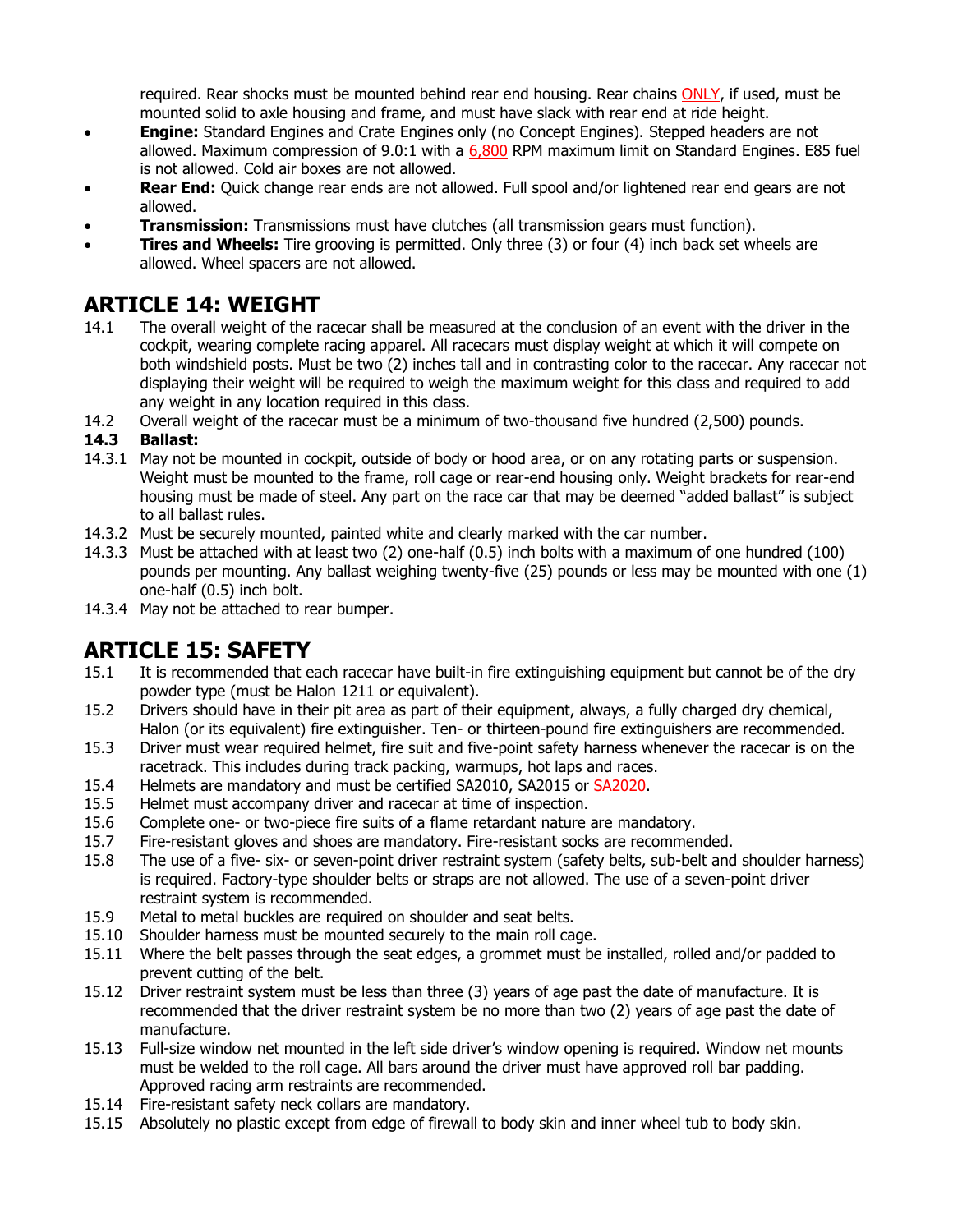required. Rear shocks must be mounted behind rear end housing. Rear chains ONLY, if used, must be mounted solid to axle housing and frame, and must have slack with rear end at ride height.

- **Engine:** Standard Engines and Crate Engines only (no Concept Engines). Stepped headers are not allowed. Maximum compression of 9.0:1 with a 6,800 RPM maximum limit on Standard Engines. E85 fuel is not allowed. Cold air boxes are not allowed.
- **Rear End:** Quick change rear ends are not allowed. Full spool and/or lightened rear end gears are not allowed.
- **Transmission:** Transmissions must have clutches (all transmission gears must function).
- **Tires and Wheels:** Tire grooving is permitted. Only three (3) or four (4) inch back set wheels are allowed. Wheel spacers are not allowed.

## ARTICLE 14: WEIGHT

14.1 The overall weight of the racecar shall be measured at the conclusion of an event with the driver in the cockpit, wearing complete racing apparel. All racecars must display weight at which it will compete on both windshield posts. Must be two (2) inches tall and in contrasting color to the racecar. Any racecar not displaying their weight will be required to weigh the maximum weight for this class and required to add any weight in any location required in this class.

14.2 Overall weight of the racecar must be a minimum of two-thousand five hundred (2,500) pounds.

**14.3 Ballast:**

14.3.1 May not be mounted in cockpit, outside of body or hood area, or on any rotating parts or suspension. Weight must be mounted to the frame, roll cage or rear-end housing only. Weight brackets for rear-end housing must be made of steel. Any part on the race car that may be deemed "added ballast" is subject to all ballast rules.

14.3.2 Must be securely mounted, painted white and clearly marked with the car number.

14.3.3 Must be attached with at least two (2) one-half (0.5) inch bolts with a maximum of one hundred (100) pounds per mounting. Any ballast weighing twenty-five (25) pounds or less may be mounted with one (1) one-half (0.5) inch bolt.

14.3.4 May not be attached to rear bumper.

## ARTICLE 15: SAFETY

15.1 It is recommended that each racecar have built-in fire extinguishing equipment but cannot be of the dry powder type (must be Halon 1211 or equivalent).

15.2 Drivers should have in their pit area as part of their equipment, always, a fully charged dry chemical, Halon (or its equivalent) fire extinguisher. Ten- or thirteen-pound fire extinguishers are recommended.

15.3 Driver must wear required helmet, fire suit and five-point safety harness whenever the racecar is on the racetrack. This includes during track packing, warmups, hot laps and races.

15.4 Helmets are mandatory and must be certified SA2010, SA2015 or SA2020.

15.5 Helmet must accompany driver and racecar at time of inspection.

15.6 Complete one- or two-piece fire suits of a flame retardant nature are mandatory.

15.7 Fire-resistant gloves and shoes are mandatory. Fire-resistant socks are recommended.

15.8 The use of a five- six- or seven-point driver restraint system (safety belts, sub-belt and shoulder harness) is required. Factory-type shoulder belts or straps are not allowed. The use of a seven-point driver restraint system is recommended.

15.9 Metal to metal buckles are required on shoulder and seat belts.

15.10 Shoulder harness must be mounted securely to the main roll cage.

15.11 Where the belt passes through the seat edges, a grommet must be installed, rolled and/or padded to prevent cutting of the belt.

15.12 Driver restraint system must be less than three (3) years of age past the date of manufacture. It is recommended that the driver restraint system be no more than two (2) years of age past the date of manufacture.

15.13 Full-size window net mounted in the left side driver's window opening is required. Window net mounts must be welded to the roll cage. All bars around the driver must have approved roll bar padding. Approved racing arm restraints are recommended.

15.14 Fire-resistant safety neck collars are mandatory.

15.15 Absolutely no plastic except from edge of firewall to body skin and inner wheel tub to body skin.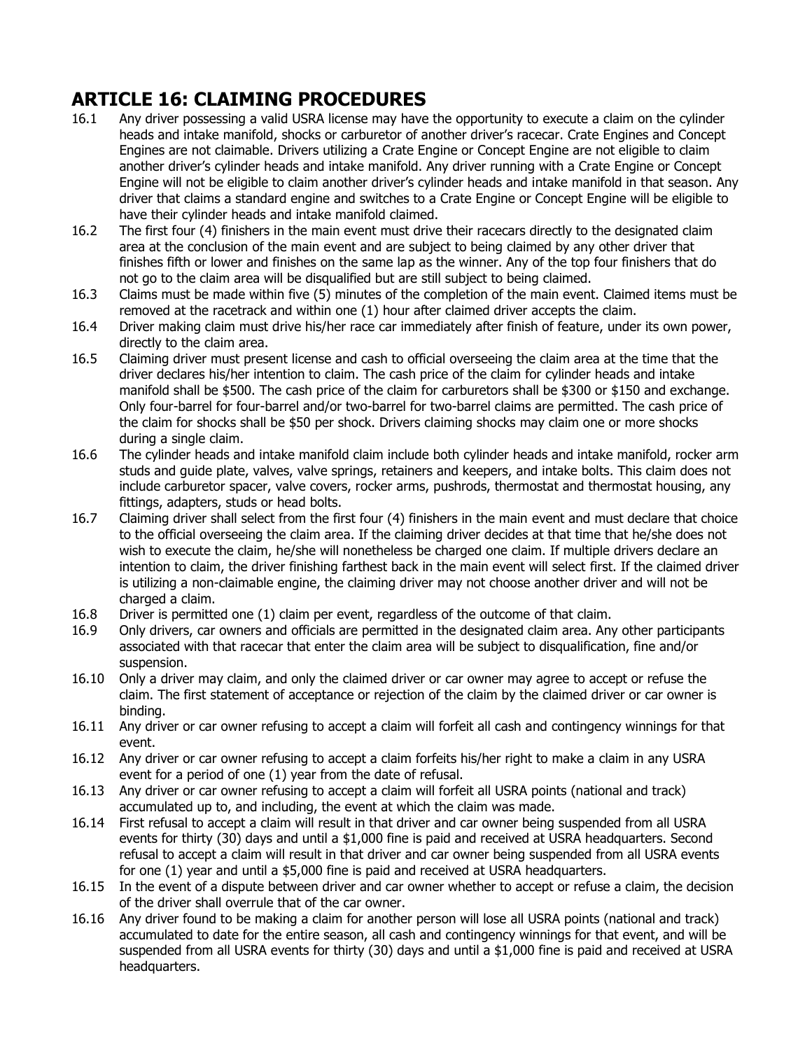## ARTICLE 16: CLAIMING PROCEDURES

16.1 Any driver possessing a valid USRA license may have the opportunity to execute a claim on the cylinder heads and intake manifold, shocks or carburetor of another driver's racecar. Crate Engines and Concept Engines are not claimable. Drivers utilizing a Crate Engine or Concept Engine are not eligible to claim another driver's cylinder heads and intake manifold. Any driver running with a Crate Engine or Concept Engine will not be eligible to claim another driver's cylinder heads and intake manifold in that season. Any driver that claims a standard engine and switches to a Crate Engine or Concept Engine will be eligible to have their cylinder heads and intake manifold claimed.

16.2 The first four (4) finishers in the main event must drive their racecars directly to the designated claim area at the conclusion of the main event and are subject to being claimed by any other driver that finishes fifth or lower and finishes on the same lap as the winner. Any of the top four finishers that do not go to the claim area will be disqualified but are still subject to being claimed.

16.3 Claims must be made within five (5) minutes of the completion of the main event. Claimed items must be removed at the racetrack and within one (1) hour after claimed driver accepts the claim.

16.4 Driver making claim must drive his/her race car immediately after finish of feature, under its own power, directly to the claim area.

16.5 Claiming driver must present license and cash to official overseeing the claim area at the time that the driver declares his/her intention to claim. The cash price of the claim for cylinder heads and intake manifold shall be $500. The cash price of the claim for carburetors shall be $300 or $150 and exchange. Only four-barrel for four-barrel and/or two-barrel for two-barrel claims are permitted. The cash price of the claim for shocks shall be $50 per shock. Drivers claiming shocks may claim one or more shocks during a single claim.

16.6 The cylinder heads and intake manifold claim include both cylinder heads and intake manifold, rocker arm studs and guide plate, valves, valve springs, retainers and keepers, and intake bolts. This claim does not include carburetor spacer, valve covers, rocker arms, pushrods, thermostat and thermostat housing, any fittings, adapters, studs or head bolts.

16.7 Claiming driver shall select from the first four (4) finishers in the main event and must declare that choice to the official overseeing the claim area. If the claiming driver decides at that time that he/she does not wish to execute the claim, he/she will nonetheless be charged one claim. If multiple drivers declare an intention to claim, the driver finishing farthest back in the main event will select first. If the claimed driver is utilizing a non-claimable engine, the claiming driver may not choose another driver and will not be charged a claim.

16.8 Driver is permitted one (1) claim per event, regardless of the outcome of that claim.

16.9 Only drivers, car owners and officials are permitted in the designated claim area. Any other participants associated with that racecar that enter the claim area will be subject to disqualification, fine and/or suspension.

16.10 Only a driver may claim, and only the claimed driver or car owner may agree to accept or refuse the claim. The first statement of acceptance or rejection of the claim by the claimed driver or car owner is binding.

16.11 Any driver or car owner refusing to accept a claim will forfeit all cash and contingency winnings for that event.

16.12 Any driver or car owner refusing to accept a claim forfeits his/her right to make a claim in any USRA event for a period of one (1) year from the date of refusal.

16.13 Any driver or car owner refusing to accept a claim will forfeit all USRA points (national and track) accumulated up to, and including, the event at which the claim was made.

16.14 First refusal to accept a claim will result in that driver and car owner being suspended from all USRA events for thirty (30) days and until a $1,000 fine is paid and received at USRA headquarters. Second refusal to accept a claim will result in that driver and car owner being suspended from all USRA events for one (1) year and until a $5,000 fine is paid and received at USRA headquarters.

16.15 In the event of a dispute between driver and car owner whether to accept or refuse a claim, the decision of the driver shall overrule that of the car owner.

16.16 Any driver found to be making a claim for another person will lose all USRA points (national and track) accumulated to date for the entire season, all cash and contingency winnings for that event, and will be suspended from all USRA events for thirty (30) days and until a $1,000 fine is paid and received at USRA headquarters.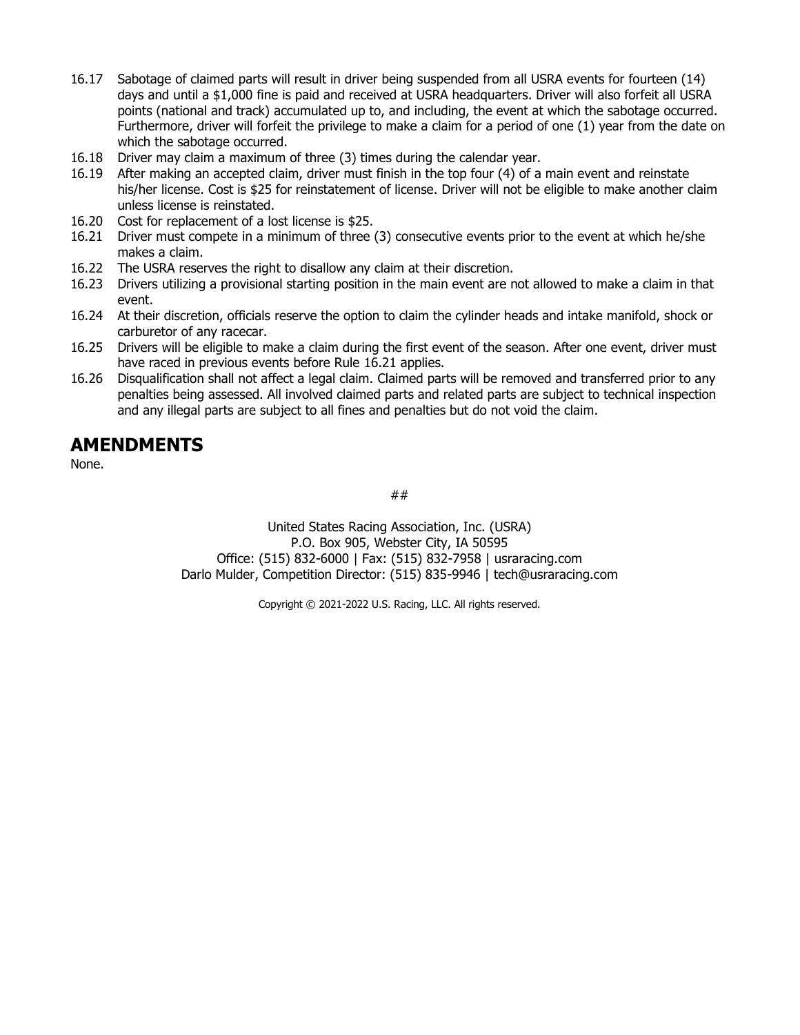16.17 Sabotage of claimed parts will result in driver being suspended from all USRA events for fourteen (14) days and until a $1,000 fine is paid and received at USRA headquarters. Driver will also forfeit all USRA points (national and track) accumulated up to, and including, the event at which the sabotage occurred. Furthermore, driver will forfeit the privilege to make a claim for a period of one (1) year from the date on which the sabotage occurred.

16.18 Driver may claim a maximum of three (3) times during the calendar year.

16.19 After making an accepted claim, driver must finish in the top four (4) of a main event and reinstate his/her license. Cost is $25 for reinstatement of license. Driver will not be eligible to make another claim unless license is reinstated.

16.20 Cost for replacement of a lost license is $25.

16.21 Driver must compete in a minimum of three (3) consecutive events prior to the event at which he/she makes a claim.

16.22 The USRA reserves the right to disallow any claim at their discretion.

16.23 Drivers utilizing a provisional starting position in the main event are not allowed to make a claim in that event.

16.24 At their discretion, officials reserve the option to claim the cylinder heads and intake manifold, shock or carburetor of any racecar.

16.25 Drivers will be eligible to make a claim during the first event of the season. After one event, driver must have raced in previous events before Rule 16.21 applies.

16.26 Disqualification shall not affect a legal claim. Claimed parts will be removed and transferred prior to any penalties being assessed. All involved claimed parts and related parts are subject to technical inspection and any illegal parts are subject to all fines and penalties but do not void the claim.

## AMENDMENTS

None.

##

United States Racing Association, Inc. (USRA)
P.O. Box 905, Webster City, IA 50595
Office: (515) 832-6000 | Fax: (515) 832-7958 | usraracing.com
Darlo Mulder, Competition Director: (515) 835-9946 | tech@usraracing.com

Copyright © 2021-2022 U.S. Racing, LLC. All rights reserved.